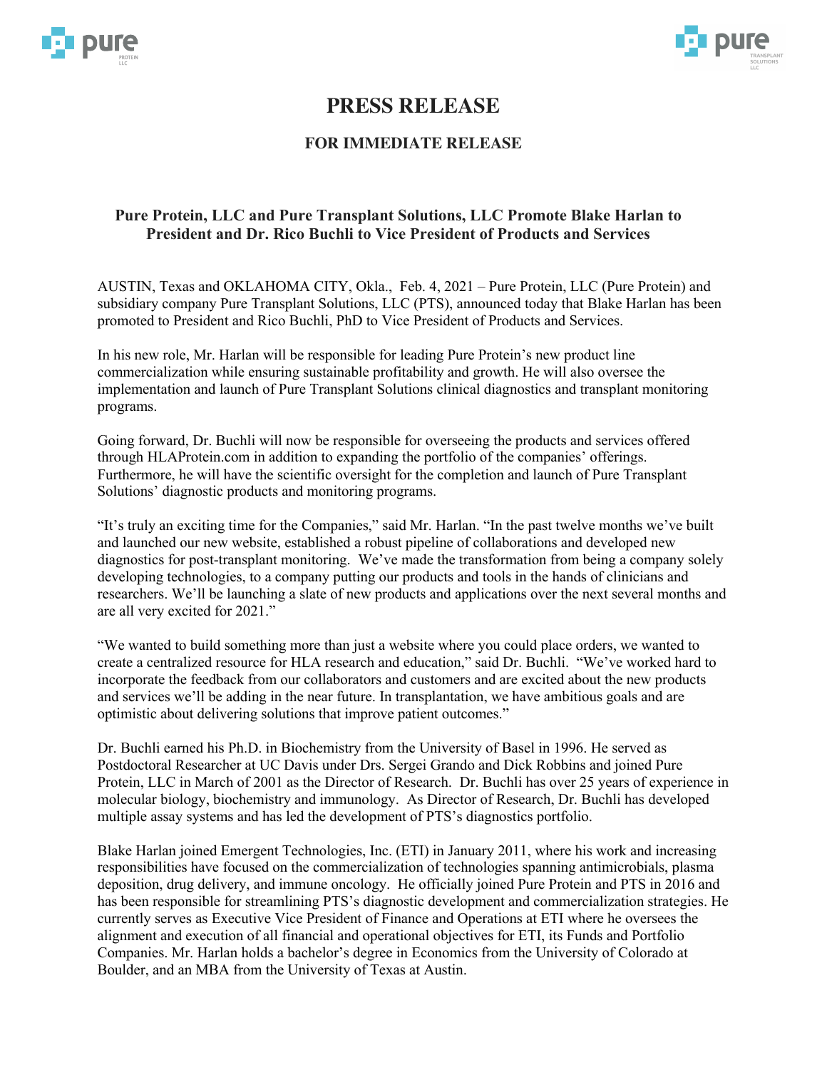# PRESS RELEASE

## FOR IMMEDIATE RELEASE

### Pure Protein, LLC and Pure Transplant Solutions, LLC Promote Blake Harlan to President and Dr. Rico Buchli to Vice President of Products and Services

AUSTIN, Texas and OKLAHOMA CITY, Okla., Feb. 4, 2021 – Pure Protein, LLC (Pure Protein) and subsidiary company Pure Transplant Solutions, LLC (PTS), announced today that Blake Harlan has been promoted to President and Rico Buchli, PhD to Vice President of Products and Services.

In his new role, Mr. Harlan will be responsible for leading Pure Protein's new product line commercialization while ensuring sustainable profitability and growth. He will also oversee the implementation and launch of Pure Transplant Solutions clinical diagnostics and transplant monitoring programs.

Going forward, Dr. Buchli will now be responsible for overseeing the products and services offered through HLAProtein.com in addition to expanding the portfolio of the companies' offerings. Furthermore, he will have the scientific oversight for the completion and launch of Pure Transplant Solutions' diagnostic products and monitoring programs.

"It's truly an exciting time for the Companies," said Mr. Harlan. "In the past twelve months we've built and launched our new website, established a robust pipeline of collaborations and developed new diagnostics for post-transplant monitoring. We've made the transformation from being a company solely developing technologies, to a company putting our products and tools in the hands of clinicians and researchers. We'll be launching a slate of new products and applications over the next several months and are all very excited for 2021."

"We wanted to build something more than just a website where you could place orders, we wanted to create a centralized resource for HLA research and education," said Dr. Buchli. "We've worked hard to incorporate the feedback from our collaborators and customers and are excited about the new products and services we'll be adding in the near future. In transplantation, we have ambitious goals and are optimistic about delivering solutions that improve patient outcomes."

Dr. Buchli earned his Ph.D. in Biochemistry from the University of Basel in 1996. He served as Postdoctoral Researcher at UC Davis under Drs. Sergei Grando and Dick Robbins and joined Pure Protein, LLC in March of 2001 as the Director of Research. Dr. Buchli has over 25 years of experience in molecular biology, biochemistry and immunology. As Director of Research, Dr. Buchli has developed multiple assay systems and has led the development of PTS's diagnostics portfolio.

Blake Harlan joined Emergent Technologies, Inc. (ETI) in January 2011, where his work and increasing responsibilities have focused on the commercialization of technologies spanning antimicrobials, plasma deposition, drug delivery, and immune oncology. He officially joined Pure Protein and PTS in 2016 and has been responsible for streamlining PTS's diagnostic development and commercialization strategies. He currently serves as Executive Vice President of Finance and Operations at ETI where he oversees the alignment and execution of all financial and operational objectives for ETI, its Funds and Portfolio Companies. Mr. Harlan holds a bachelor's degree in Economics from the University of Colorado at Boulder, and an MBA from the University of Texas at Austin.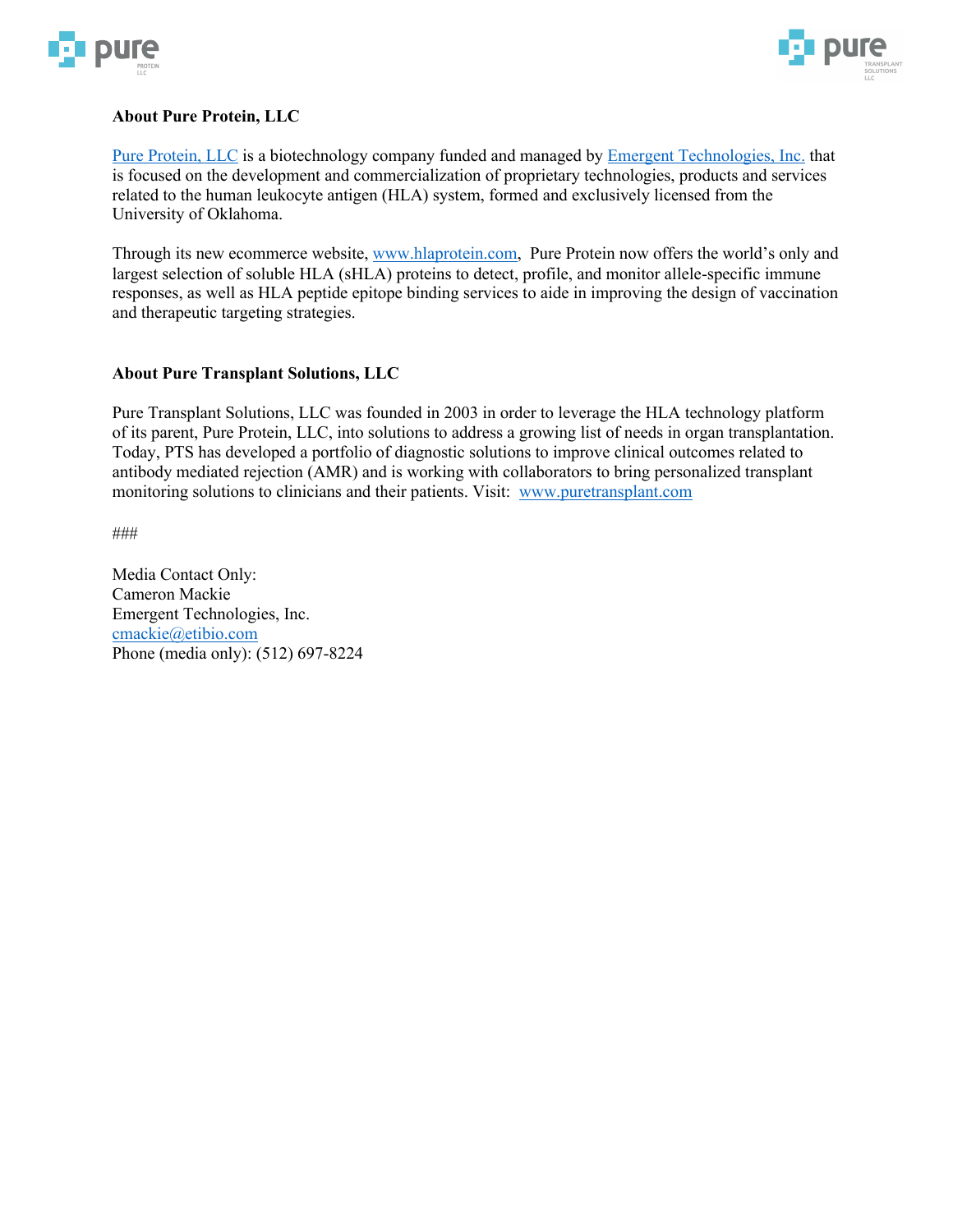**About Pure Protein, LLC**

Pure Protein, LLC is a biotechnology company funded and managed by Emergent Technologies, Inc. that is focused on the development and commercialization of proprietary technologies, products and services related to the human leukocyte antigen (HLA) system, formed and exclusively licensed from the University of Oklahoma.

Through its new ecommerce website, www.hlaprotein.com, Pure Protein now offers the world's only and largest selection of soluble HLA (sHLA) proteins to detect, profile, and monitor allele-specific immune responses, as well as HLA peptide epitope binding services to aide in improving the design of vaccination and therapeutic targeting strategies.

**About Pure Transplant Solutions, LLC**

Pure Transplant Solutions, LLC was founded in 2003 in order to leverage the HLA technology platform of its parent, Pure Protein, LLC, into solutions to address a growing list of needs in organ transplantation. Today, PTS has developed a portfolio of diagnostic solutions to improve clinical outcomes related to antibody mediated rejection (AMR) and is working with collaborators to bring personalized transplant monitoring solutions to clinicians and their patients. Visit: www.puretransplant.com

###

Media Contact Only:
Cameron Mackie
Emergent Technologies, Inc.
cmackie@etibio.com
Phone (media only): (512) 697-8224